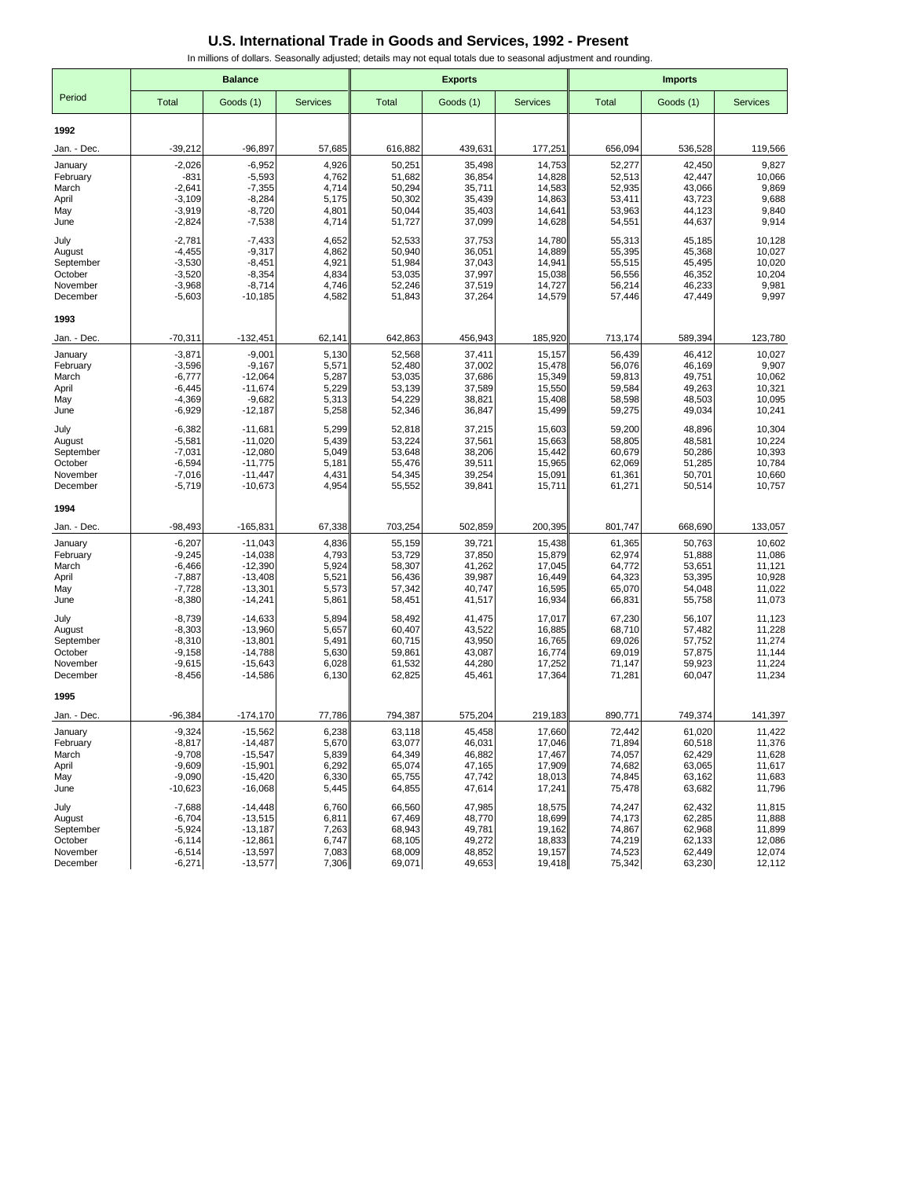# U.S. International Trade in Goods and Services, 1992 - Present

In millions of dollars. Seasonally adjusted; details may not equal totals due to seasonal adjustment and rounding.

| Period | Balance | | | Exports | | | Imports | | |
|---|---|---|---|---|---|---|---|---|---|
| | Total | Goods (1) | Services | Total | Goods (1) | Services | Total | Goods (1) | Services |
| **1992** | | | | | | | | | |
| Jan. - Dec. | -39,212 | -96,897 | 57,685 | 616,882 | 439,631 | 177,251 | 656,094 | 536,528 | 119,566 |
| January | -2,026 | -6,952 | 4,926 | 50,251 | 35,498 | 14,753 | 52,277 | 42,450 | 9,827 |
| February | -831 | -5,593 | 4,762 | 51,682 | 36,854 | 14,828 | 52,513 | 42,447 | 10,066 |
| March | -2,641 | -7,355 | 4,714 | 50,294 | 35,711 | 14,583 | 52,935 | 43,066 | 9,869 |
| April | -3,109 | -8,284 | 5,175 | 50,302 | 35,439 | 14,863 | 53,411 | 43,723 | 9,688 |
| May | -3,919 | -8,720 | 4,801 | 50,044 | 35,403 | 14,641 | 53,963 | 44,123 | 9,840 |
| June | -2,824 | -7,538 | 4,714 | 51,727 | 37,099 | 14,628 | 54,551 | 44,637 | 9,914 |
| July | -2,781 | -7,433 | 4,652 | 52,533 | 37,753 | 14,780 | 55,313 | 45,185 | 10,128 |
| August | -4,455 | -9,317 | 4,862 | 50,940 | 36,051 | 14,889 | 55,395 | 45,368 | 10,027 |
| September | -3,530 | -8,451 | 4,921 | 51,984 | 37,043 | 14,941 | 55,515 | 45,495 | 10,020 |
| October | -3,520 | -8,354 | 4,834 | 53,035 | 37,997 | 15,038 | 56,556 | 46,352 | 10,204 |
| November | -3,968 | -8,714 | 4,746 | 52,246 | 37,519 | 14,727 | 56,214 | 46,233 | 9,981 |
| December | -5,603 | -10,185 | 4,582 | 51,843 | 37,264 | 14,579 | 57,446 | 47,449 | 9,997 |
| **1993** | | | | | | | | | |
| Jan. - Dec. | -70,311 | -132,451 | 62,141 | 642,863 | 456,943 | 185,920 | 713,174 | 589,394 | 123,780 |
| January | -3,871 | -9,001 | 5,130 | 52,568 | 37,411 | 15,157 | 56,439 | 46,412 | 10,027 |
| February | -3,596 | -9,167 | 5,571 | 52,480 | 37,002 | 15,478 | 56,076 | 46,169 | 9,907 |
| March | -6,777 | -12,064 | 5,287 | 53,035 | 37,686 | 15,349 | 59,813 | 49,751 | 10,062 |
| April | -6,445 | -11,674 | 5,229 | 53,139 | 37,589 | 15,550 | 59,584 | 49,263 | 10,321 |
| May | -4,369 | -9,682 | 5,313 | 54,229 | 38,821 | 15,408 | 58,598 | 48,503 | 10,095 |
| June | -6,929 | -12,187 | 5,258 | 52,346 | 36,847 | 15,499 | 59,275 | 49,034 | 10,241 |
| July | -6,382 | -11,681 | 5,299 | 52,818 | 37,215 | 15,603 | 59,200 | 48,896 | 10,304 |
| August | -5,581 | -11,020 | 5,439 | 53,224 | 37,561 | 15,663 | 58,805 | 48,581 | 10,224 |
| September | -7,031 | -12,080 | 5,049 | 53,648 | 38,206 | 15,442 | 60,679 | 50,286 | 10,393 |
| October | -6,594 | -11,775 | 5,181 | 55,476 | 39,511 | 15,965 | 62,069 | 51,285 | 10,784 |
| November | -7,016 | -11,447 | 4,431 | 54,345 | 39,254 | 15,091 | 61,361 | 50,701 | 10,660 |
| December | -5,719 | -10,673 | 4,954 | 55,552 | 39,841 | 15,711 | 61,271 | 50,514 | 10,757 |
| **1994** | | | | | | | | | |
| Jan. - Dec. | -98,493 | -165,831 | 67,338 | 703,254 | 502,859 | 200,395 | 801,747 | 668,690 | 133,057 |
| January | -6,207 | -11,043 | 4,836 | 55,159 | 39,721 | 15,438 | 61,365 | 50,763 | 10,602 |
| February | -9,245 | -14,038 | 4,793 | 53,729 | 37,850 | 15,879 | 62,974 | 51,888 | 11,086 |
| March | -6,466 | -12,390 | 5,924 | 58,307 | 41,262 | 17,045 | 64,772 | 53,651 | 11,121 |
| April | -7,887 | -13,408 | 5,521 | 56,436 | 39,987 | 16,449 | 64,323 | 53,395 | 10,928 |
| May | -7,728 | -13,301 | 5,573 | 57,342 | 40,747 | 16,595 | 65,070 | 54,048 | 11,022 |
| June | -8,380 | -14,241 | 5,861 | 58,451 | 41,517 | 16,934 | 66,831 | 55,758 | 11,073 |
| July | -8,739 | -14,633 | 5,894 | 58,492 | 41,475 | 17,017 | 67,230 | 56,107 | 11,123 |
| August | -8,303 | -13,960 | 5,657 | 60,407 | 43,522 | 16,885 | 68,710 | 57,482 | 11,228 |
| September | -8,310 | -13,801 | 5,491 | 60,715 | 43,950 | 16,765 | 69,026 | 57,752 | 11,274 |
| October | -9,158 | -14,788 | 5,630 | 59,861 | 43,087 | 16,774 | 69,019 | 57,875 | 11,144 |
| November | -9,615 | -15,643 | 6,028 | 61,532 | 44,280 | 17,252 | 71,147 | 59,923 | 11,224 |
| December | -8,456 | -14,586 | 6,130 | 62,825 | 45,461 | 17,364 | 71,281 | 60,047 | 11,234 |
| **1995** | | | | | | | | | |
| Jan. - Dec. | -96,384 | -174,170 | 77,786 | 794,387 | 575,204 | 219,183 | 890,771 | 749,374 | 141,397 |
| January | -9,324 | -15,562 | 6,238 | 63,118 | 45,458 | 17,660 | 72,442 | 61,020 | 11,422 |
| February | -8,817 | -14,487 | 5,670 | 63,077 | 46,031 | 17,046 | 71,894 | 60,518 | 11,376 |
| March | -9,708 | -15,547 | 5,839 | 64,349 | 46,882 | 17,467 | 74,057 | 62,429 | 11,628 |
| April | -9,609 | -15,901 | 6,292 | 65,074 | 47,165 | 17,909 | 74,682 | 63,065 | 11,617 |
| May | -9,090 | -15,420 | 6,330 | 65,755 | 47,742 | 18,013 | 74,845 | 63,162 | 11,683 |
| June | -10,623 | -16,068 | 5,445 | 64,855 | 47,614 | 17,241 | 75,478 | 63,682 | 11,796 |
| July | -7,688 | -14,448 | 6,760 | 66,560 | 47,985 | 18,575 | 74,247 | 62,432 | 11,815 |
| August | -6,704 | -13,515 | 6,811 | 67,469 | 48,770 | 18,699 | 74,173 | 62,285 | 11,888 |
| September | -5,924 | -13,187 | 7,263 | 68,943 | 49,781 | 19,162 | 74,867 | 62,968 | 11,899 |
| October | -6,114 | -12,861 | 6,747 | 68,105 | 49,272 | 18,833 | 74,219 | 62,133 | 12,086 |
| November | -6,514 | -13,597 | 7,083 | 68,009 | 48,852 | 19,157 | 74,523 | 62,449 | 12,074 |
| December | -6,271 | -13,577 | 7,306 | 69,071 | 49,653 | 19,418 | 75,342 | 63,230 | 12,112 |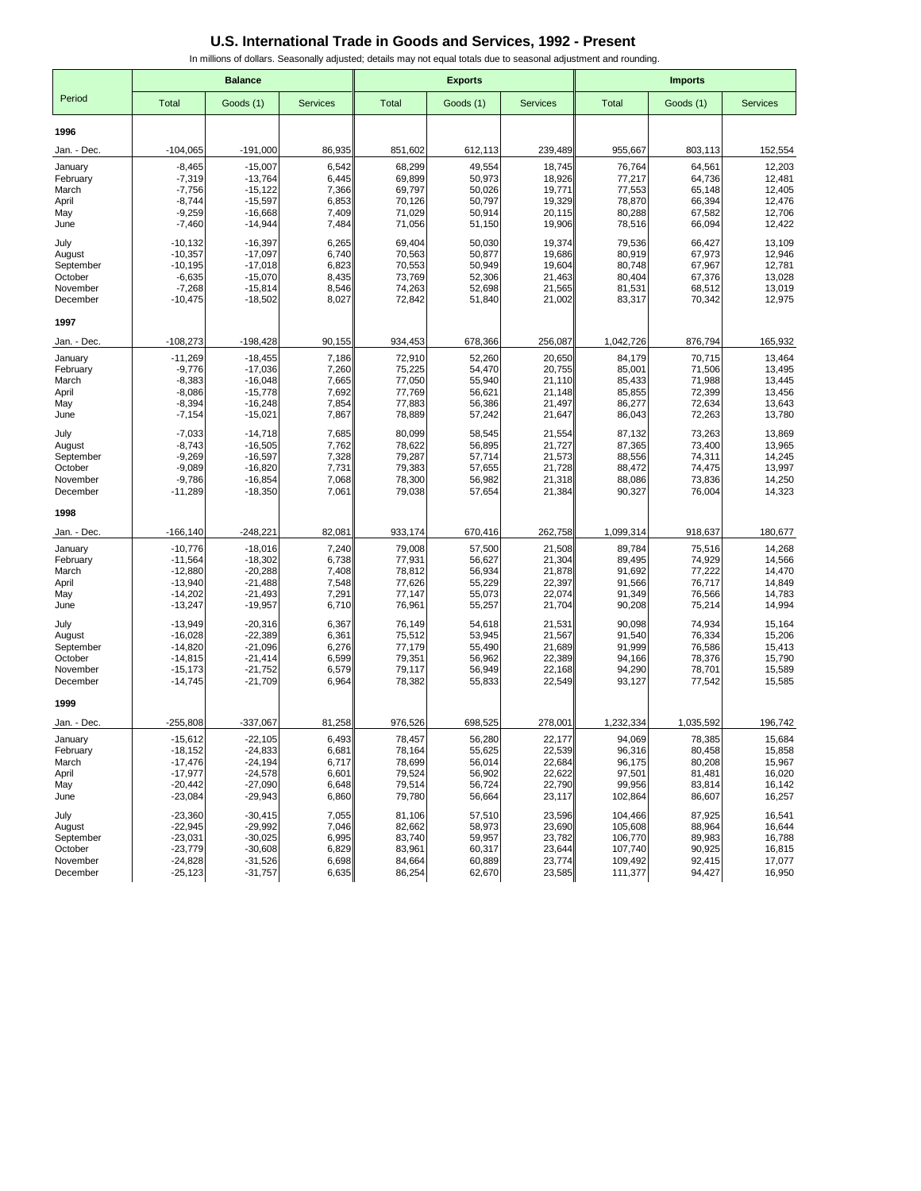# U.S. International Trade in Goods and Services, 1992 - Present

In millions of dollars. Seasonally adjusted; details may not equal totals due to seasonal adjustment and rounding.

| Period | Balance | | | Exports | | | Imports | | |
|---|---|---|---|---|---|---|---|---|---|
| | Total | Goods (1) | Services | Total | Goods (1) | Services | Total | Goods (1) | Services |
| **1996** | | | | | | | | | |
| Jan. - Dec. | -104,065 | -191,000 | 86,935 | 851,602 | 612,113 | 239,489 | 955,667 | 803,113 | 152,554 |
| January | -8,465 | -15,007 | 6,542 | 68,299 | 49,554 | 18,745 | 76,764 | 64,561 | 12,203 |
| February | -7,319 | -13,764 | 6,445 | 69,899 | 50,973 | 18,926 | 77,217 | 64,736 | 12,481 |
| March | -7,756 | -15,122 | 7,366 | 69,797 | 50,026 | 19,771 | 77,553 | 65,148 | 12,405 |
| April | -8,744 | -15,597 | 6,853 | 70,126 | 50,797 | 19,329 | 78,870 | 66,394 | 12,476 |
| May | -9,259 | -16,668 | 7,409 | 71,029 | 50,914 | 20,115 | 80,288 | 67,582 | 12,706 |
| June | -7,460 | -14,944 | 7,484 | 71,056 | 51,150 | 19,906 | 78,516 | 66,094 | 12,422 |
| July | -10,132 | -16,397 | 6,265 | 69,404 | 50,030 | 19,374 | 79,536 | 66,427 | 13,109 |
| August | -10,357 | -17,097 | 6,740 | 70,563 | 50,877 | 19,686 | 80,919 | 67,973 | 12,946 |
| September | -10,195 | -17,018 | 6,823 | 70,553 | 50,949 | 19,604 | 80,748 | 67,967 | 12,781 |
| October | -6,635 | -15,070 | 8,435 | 73,769 | 52,306 | 21,463 | 80,404 | 67,376 | 13,028 |
| November | -7,268 | -15,814 | 8,546 | 74,263 | 52,698 | 21,565 | 81,531 | 68,512 | 13,019 |
| December | -10,475 | -18,502 | 8,027 | 72,842 | 51,840 | 21,002 | 83,317 | 70,342 | 12,975 |
| **1997** | | | | | | | | | |
| Jan. - Dec. | -108,273 | -198,428 | 90,155 | 934,453 | 678,366 | 256,087 | 1,042,726 | 876,794 | 165,932 |
| January | -11,269 | -18,455 | 7,186 | 72,910 | 52,260 | 20,650 | 84,179 | 70,715 | 13,464 |
| February | -9,776 | -17,036 | 7,260 | 75,225 | 54,470 | 20,755 | 85,001 | 71,506 | 13,495 |
| March | -8,383 | -16,048 | 7,665 | 77,050 | 55,940 | 21,110 | 85,433 | 71,988 | 13,445 |
| April | -8,086 | -15,778 | 7,692 | 77,769 | 56,621 | 21,148 | 85,855 | 72,399 | 13,456 |
| May | -8,394 | -16,248 | 7,854 | 77,883 | 56,386 | 21,497 | 86,277 | 72,634 | 13,643 |
| June | -7,154 | -15,021 | 7,867 | 78,889 | 57,242 | 21,647 | 86,043 | 72,263 | 13,780 |
| July | -7,033 | -14,718 | 7,685 | 80,099 | 58,545 | 21,554 | 87,132 | 73,263 | 13,869 |
| August | -8,743 | -16,505 | 7,762 | 78,622 | 56,895 | 21,727 | 87,365 | 73,400 | 13,965 |
| September | -9,269 | -16,597 | 7,328 | 79,287 | 57,714 | 21,573 | 88,556 | 74,311 | 14,245 |
| October | -9,089 | -16,820 | 7,731 | 79,383 | 57,655 | 21,728 | 88,472 | 74,475 | 13,997 |
| November | -9,786 | -16,854 | 7,068 | 78,300 | 56,982 | 21,318 | 88,086 | 73,836 | 14,250 |
| December | -11,289 | -18,350 | 7,061 | 79,038 | 57,654 | 21,384 | 90,327 | 76,004 | 14,323 |
| **1998** | | | | | | | | | |
| Jan. - Dec. | -166,140 | -248,221 | 82,081 | 933,174 | 670,416 | 262,758 | 1,099,314 | 918,637 | 180,677 |
| January | -10,776 | -18,016 | 7,240 | 79,008 | 57,500 | 21,508 | 89,784 | 75,516 | 14,268 |
| February | -11,564 | -18,302 | 6,738 | 77,931 | 56,627 | 21,304 | 89,495 | 74,929 | 14,566 |
| March | -12,880 | -20,288 | 7,408 | 78,812 | 56,934 | 21,878 | 91,692 | 77,222 | 14,470 |
| April | -13,940 | -21,488 | 7,548 | 77,626 | 55,229 | 22,397 | 91,566 | 76,717 | 14,849 |
| May | -14,202 | -21,493 | 7,291 | 77,147 | 55,073 | 22,074 | 91,349 | 76,566 | 14,783 |
| June | -13,247 | -19,957 | 6,710 | 76,961 | 55,257 | 21,704 | 90,208 | 75,214 | 14,994 |
| July | -13,949 | -20,316 | 6,367 | 76,149 | 54,618 | 21,531 | 90,098 | 74,934 | 15,164 |
| August | -16,028 | -22,389 | 6,361 | 75,512 | 53,945 | 21,567 | 91,540 | 76,334 | 15,206 |
| September | -14,820 | -21,096 | 6,276 | 77,179 | 55,490 | 21,689 | 91,999 | 76,586 | 15,413 |
| October | -14,815 | -21,414 | 6,599 | 79,351 | 56,962 | 22,389 | 94,166 | 78,376 | 15,790 |
| November | -15,173 | -21,752 | 6,579 | 79,117 | 56,949 | 22,168 | 94,290 | 78,701 | 15,589 |
| December | -14,745 | -21,709 | 6,964 | 78,382 | 55,833 | 22,549 | 93,127 | 77,542 | 15,585 |
| **1999** | | | | | | | | | |
| Jan. - Dec. | -255,808 | -337,067 | 81,258 | 976,526 | 698,525 | 278,001 | 1,232,334 | 1,035,592 | 196,742 |
| January | -15,612 | -22,105 | 6,493 | 78,457 | 56,280 | 22,177 | 94,069 | 78,385 | 15,684 |
| February | -18,152 | -24,833 | 6,681 | 78,164 | 55,625 | 22,539 | 96,316 | 80,458 | 15,858 |
| March | -17,476 | -24,194 | 6,717 | 78,699 | 56,014 | 22,684 | 96,175 | 80,208 | 15,967 |
| April | -17,977 | -24,578 | 6,601 | 79,524 | 56,902 | 22,622 | 97,501 | 81,481 | 16,020 |
| May | -20,442 | -27,090 | 6,648 | 79,514 | 56,724 | 22,790 | 99,956 | 83,814 | 16,142 |
| June | -23,084 | -29,943 | 6,860 | 79,780 | 56,664 | 23,117 | 102,864 | 86,607 | 16,257 |
| July | -23,360 | -30,415 | 7,055 | 81,106 | 57,510 | 23,596 | 104,466 | 87,925 | 16,541 |
| August | -22,945 | -29,992 | 7,046 | 82,662 | 58,973 | 23,690 | 105,608 | 88,964 | 16,644 |
| September | -23,031 | -30,025 | 6,995 | 83,740 | 59,957 | 23,782 | 106,770 | 89,983 | 16,788 |
| October | -23,779 | -30,608 | 6,829 | 83,961 | 60,317 | 23,644 | 107,740 | 90,925 | 16,815 |
| November | -24,828 | -31,526 | 6,698 | 84,664 | 60,889 | 23,774 | 109,492 | 92,415 | 17,077 |
| December | -25,123 | -31,757 | 6,635 | 86,254 | 62,670 | 23,585 | 111,377 | 94,427 | 16,950 |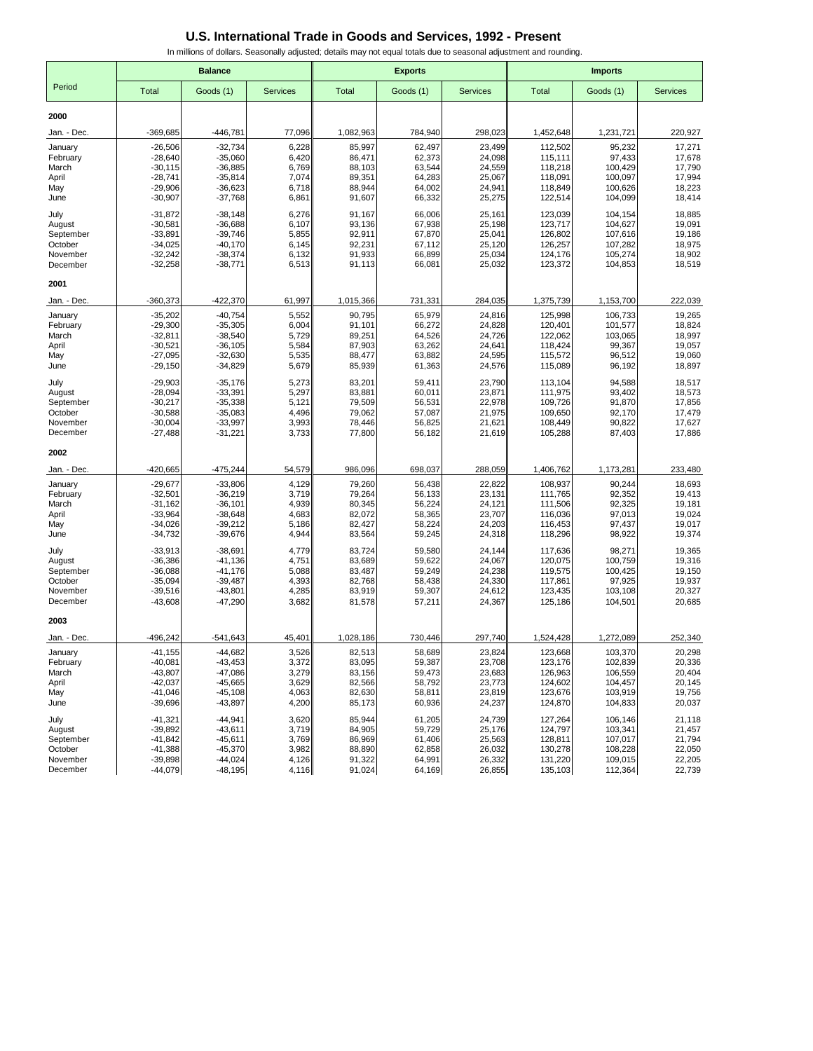## U.S. International Trade in Goods and Services, 1992 - Present

In millions of dollars. Seasonally adjusted; details may not equal totals due to seasonal adjustment and rounding.

| Period | Balance | | | Exports | | | Imports | | |
|---|---|---|---|---|---|---|---|---|---|
| | Total | Goods (1) | Services | Total | Goods (1) | Services | Total | Goods (1) | Services |
| **2000** | | | | | | | | | |
| Jan. - Dec. | -369,685 | -446,781 | 77,096 | 1,082,963 | 784,940 | 298,023 | 1,452,648 | 1,231,721 | 220,927 |
| January | -26,506 | -32,734 | 6,228 | 85,997 | 62,497 | 23,499 | 112,502 | 95,232 | 17,271 |
| February | -28,640 | -35,060 | 6,420 | 86,471 | 62,373 | 24,098 | 115,111 | 97,433 | 17,678 |
| March | -30,115 | -36,885 | 6,769 | 88,103 | 63,544 | 24,559 | 118,218 | 100,429 | 17,790 |
| April | -28,741 | -35,814 | 7,074 | 89,351 | 64,283 | 25,067 | 118,091 | 100,097 | 17,994 |
| May | -29,906 | -36,623 | 6,718 | 88,944 | 64,002 | 24,941 | 118,849 | 100,626 | 18,223 |
| June | -30,907 | -37,768 | 6,861 | 91,607 | 66,332 | 25,275 | 122,514 | 104,099 | 18,414 |
| July | -31,872 | -38,148 | 6,276 | 91,167 | 66,006 | 25,161 | 123,039 | 104,154 | 18,885 |
| August | -30,581 | -36,688 | 6,107 | 93,136 | 67,938 | 25,198 | 123,717 | 104,627 | 19,091 |
| September | -33,891 | -39,746 | 5,855 | 92,911 | 67,870 | 25,041 | 126,802 | 107,616 | 19,186 |
| October | -34,025 | -40,170 | 6,145 | 92,231 | 67,112 | 25,120 | 126,257 | 107,282 | 18,975 |
| November | -32,242 | -38,374 | 6,132 | 91,933 | 66,899 | 25,034 | 124,176 | 105,274 | 18,902 |
| December | -32,258 | -38,771 | 6,513 | 91,113 | 66,081 | 25,032 | 123,372 | 104,853 | 18,519 |
| **2001** | | | | | | | | | |
| Jan. - Dec. | -360,373 | -422,370 | 61,997 | 1,015,366 | 731,331 | 284,035 | 1,375,739 | 1,153,700 | 222,039 |
| January | -35,202 | -40,754 | 5,552 | 90,795 | 65,979 | 24,816 | 125,998 | 106,733 | 19,265 |
| February | -29,300 | -35,305 | 6,004 | 91,101 | 66,272 | 24,828 | 120,401 | 101,577 | 18,824 |
| March | -32,811 | -38,540 | 5,729 | 89,251 | 64,526 | 24,726 | 122,062 | 103,065 | 18,997 |
| April | -30,521 | -36,105 | 5,584 | 87,903 | 63,262 | 24,641 | 118,424 | 99,367 | 19,057 |
| May | -27,095 | -32,630 | 5,535 | 88,477 | 63,882 | 24,595 | 115,572 | 96,512 | 19,060 |
| June | -29,150 | -34,829 | 5,679 | 85,939 | 61,363 | 24,576 | 115,089 | 96,192 | 18,897 |
| July | -29,903 | -35,176 | 5,273 | 83,201 | 59,411 | 23,790 | 113,104 | 94,588 | 18,517 |
| August | -28,094 | -33,391 | 5,297 | 83,881 | 60,011 | 23,871 | 111,975 | 93,402 | 18,573 |
| September | -30,217 | -35,338 | 5,121 | 79,509 | 56,531 | 22,978 | 109,726 | 91,870 | 17,856 |
| October | -30,588 | -35,083 | 4,496 | 79,062 | 57,087 | 21,975 | 109,650 | 92,170 | 17,479 |
| November | -30,004 | -33,997 | 3,993 | 78,446 | 56,825 | 21,621 | 108,449 | 90,822 | 17,627 |
| December | -27,488 | -31,221 | 3,733 | 77,800 | 56,182 | 21,619 | 105,288 | 87,403 | 17,886 |
| **2002** | | | | | | | | | |
| Jan. - Dec. | -420,665 | -475,244 | 54,579 | 986,096 | 698,037 | 288,059 | 1,406,762 | 1,173,281 | 233,480 |
| January | -29,677 | -33,806 | 4,129 | 79,260 | 56,438 | 22,822 | 108,937 | 90,244 | 18,693 |
| February | -32,501 | -36,219 | 3,719 | 79,264 | 56,133 | 23,131 | 111,765 | 92,352 | 19,413 |
| March | -31,162 | -36,101 | 4,939 | 80,345 | 56,224 | 24,121 | 111,506 | 92,325 | 19,181 |
| April | -33,964 | -38,648 | 4,683 | 82,072 | 58,365 | 23,707 | 116,036 | 97,013 | 19,024 |
| May | -34,026 | -39,212 | 5,186 | 82,427 | 58,224 | 24,203 | 116,453 | 97,437 | 19,017 |
| June | -34,732 | -39,676 | 4,944 | 83,564 | 59,245 | 24,318 | 118,296 | 98,922 | 19,374 |
| July | -33,913 | -38,691 | 4,779 | 83,724 | 59,580 | 24,144 | 117,636 | 98,271 | 19,365 |
| August | -36,386 | -41,136 | 4,751 | 83,689 | 59,622 | 24,067 | 120,075 | 100,759 | 19,316 |
| September | -36,088 | -41,176 | 5,088 | 83,487 | 59,249 | 24,238 | 119,575 | 100,425 | 19,150 |
| October | -35,094 | -39,487 | 4,393 | 82,768 | 58,438 | 24,330 | 117,861 | 97,925 | 19,937 |
| November | -39,516 | -43,801 | 4,285 | 83,919 | 59,307 | 24,612 | 123,435 | 103,108 | 20,327 |
| December | -43,608 | -47,290 | 3,682 | 81,578 | 57,211 | 24,367 | 125,186 | 104,501 | 20,685 |
| **2003** | | | | | | | | | |
| Jan. - Dec. | -496,242 | -541,643 | 45,401 | 1,028,186 | 730,446 | 297,740 | 1,524,428 | 1,272,089 | 252,340 |
| January | -41,155 | -44,682 | 3,526 | 82,513 | 58,689 | 23,824 | 123,668 | 103,370 | 20,298 |
| February | -40,081 | -43,453 | 3,372 | 83,095 | 59,387 | 23,708 | 123,176 | 102,839 | 20,336 |
| March | -43,807 | -47,086 | 3,279 | 83,156 | 59,473 | 23,683 | 126,963 | 106,559 | 20,404 |
| April | -42,037 | -45,665 | 3,629 | 82,566 | 58,792 | 23,773 | 124,602 | 104,457 | 20,145 |
| May | -41,046 | -45,108 | 4,063 | 82,630 | 58,811 | 23,819 | 123,676 | 103,919 | 19,756 |
| June | -39,696 | -43,897 | 4,200 | 85,173 | 60,936 | 24,237 | 124,870 | 104,833 | 20,037 |
| July | -41,321 | -44,941 | 3,620 | 85,944 | 61,205 | 24,739 | 127,264 | 106,146 | 21,118 |
| August | -39,892 | -43,611 | 3,719 | 84,905 | 59,729 | 25,176 | 124,797 | 103,341 | 21,457 |
| September | -41,842 | -45,611 | 3,769 | 86,969 | 61,406 | 25,563 | 128,811 | 107,017 | 21,794 |
| October | -41,388 | -45,370 | 3,982 | 88,890 | 62,858 | 26,032 | 130,278 | 108,228 | 22,050 |
| November | -39,898 | -44,024 | 4,126 | 91,322 | 64,991 | 26,332 | 131,220 | 109,015 | 22,205 |
| December | -44,079 | -48,195 | 4,116 | 91,024 | 64,169 | 26,855 | 135,103 | 112,364 | 22,739 |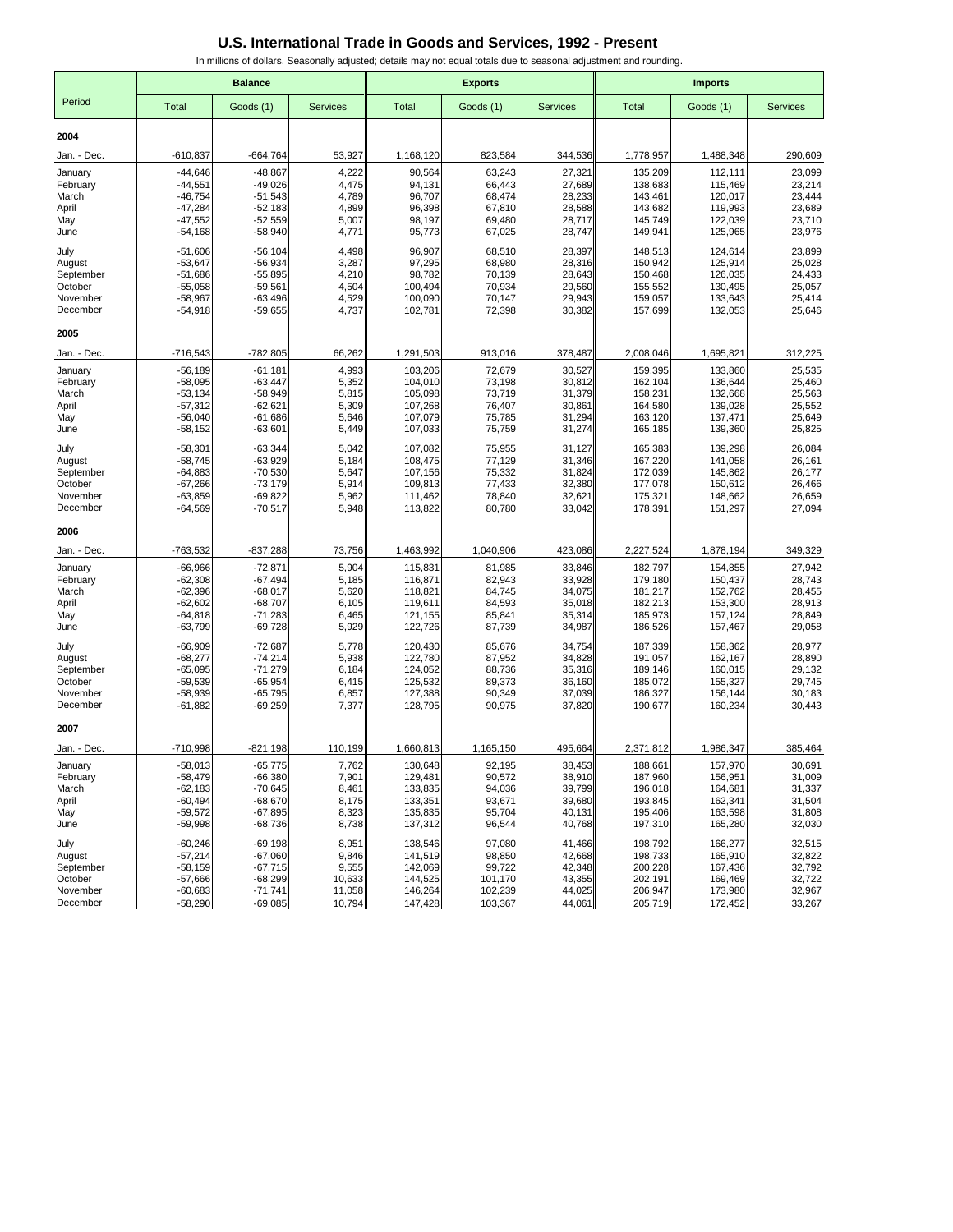# U.S. International Trade in Goods and Services, 1992 - Present

In millions of dollars. Seasonally adjusted; details may not equal totals due to seasonal adjustment and rounding.

| Period | Balance | | | Exports | | | Imports | | |
|---|---|---|---|---|---|---|---|---|---|
| | Total | Goods (1) | Services | Total | Goods (1) | Services | Total | Goods (1) | Services |
| **2004** | | | | | | | | | |
| Jan. - Dec. | -610,837 | -664,764 | 53,927 | 1,168,120 | 823,584 | 344,536 | 1,778,957 | 1,488,348 | 290,609 |
| January | -44,646 | -48,867 | 4,222 | 90,564 | 63,243 | 27,321 | 135,209 | 112,111 | 23,099 |
| February | -44,551 | -49,026 | 4,475 | 94,131 | 66,443 | 27,689 | 138,683 | 115,469 | 23,214 |
| March | -46,754 | -51,543 | 4,789 | 96,707 | 68,474 | 28,233 | 143,461 | 120,017 | 23,444 |
| April | -47,284 | -52,183 | 4,899 | 96,398 | 67,810 | 28,588 | 143,682 | 119,993 | 23,689 |
| May | -47,552 | -52,559 | 5,007 | 98,197 | 69,480 | 28,717 | 145,749 | 122,039 | 23,710 |
| June | -54,168 | -58,940 | 4,771 | 95,773 | 67,025 | 28,747 | 149,941 | 125,965 | 23,976 |
| July | -51,606 | -56,104 | 4,498 | 96,907 | 68,510 | 28,397 | 148,513 | 124,614 | 23,899 |
| August | -53,647 | -56,934 | 3,287 | 97,295 | 68,980 | 28,316 | 150,942 | 125,914 | 25,028 |
| September | -51,686 | -55,895 | 4,210 | 98,782 | 70,139 | 28,643 | 150,468 | 126,035 | 24,433 |
| October | -55,058 | -59,561 | 4,504 | 100,494 | 70,934 | 29,560 | 155,552 | 130,495 | 25,057 |
| November | -58,967 | -63,496 | 4,529 | 100,090 | 70,147 | 29,943 | 159,057 | 133,643 | 25,414 |
| December | -54,918 | -59,655 | 4,737 | 102,781 | 72,398 | 30,382 | 157,699 | 132,053 | 25,646 |
| **2005** | | | | | | | | | |
| Jan. - Dec. | -716,543 | -782,805 | 66,262 | 1,291,503 | 913,016 | 378,487 | 2,008,046 | 1,695,821 | 312,225 |
| January | -56,189 | -61,181 | 4,993 | 103,206 | 72,679 | 30,527 | 159,395 | 133,860 | 25,535 |
| February | -58,095 | -63,447 | 5,352 | 104,010 | 73,198 | 30,812 | 162,104 | 136,644 | 25,460 |
| March | -53,134 | -58,949 | 5,815 | 105,098 | 73,719 | 31,379 | 158,231 | 132,668 | 25,563 |
| April | -57,312 | -62,621 | 5,309 | 107,268 | 76,407 | 30,861 | 164,580 | 139,028 | 25,552 |
| May | -56,040 | -61,686 | 5,646 | 107,079 | 75,785 | 31,294 | 163,120 | 137,471 | 25,649 |
| June | -58,152 | -63,601 | 5,449 | 107,033 | 75,759 | 31,274 | 165,185 | 139,360 | 25,825 |
| July | -58,301 | -63,344 | 5,042 | 107,082 | 75,955 | 31,127 | 165,383 | 139,298 | 26,084 |
| August | -58,745 | -63,929 | 5,184 | 108,475 | 77,129 | 31,346 | 167,220 | 141,058 | 26,161 |
| September | -64,883 | -70,530 | 5,647 | 107,156 | 75,332 | 31,824 | 172,039 | 145,862 | 26,177 |
| October | -67,266 | -73,179 | 5,914 | 109,813 | 77,433 | 32,380 | 177,078 | 150,612 | 26,466 |
| November | -63,859 | -69,822 | 5,962 | 111,462 | 78,840 | 32,621 | 175,321 | 148,662 | 26,659 |
| December | -64,569 | -70,517 | 5,948 | 113,822 | 80,780 | 33,042 | 178,391 | 151,297 | 27,094 |
| **2006** | | | | | | | | | |
| Jan. - Dec. | -763,532 | -837,288 | 73,756 | 1,463,992 | 1,040,906 | 423,086 | 2,227,524 | 1,878,194 | 349,329 |
| January | -66,966 | -72,871 | 5,904 | 115,831 | 81,985 | 33,846 | 182,797 | 154,855 | 27,942 |
| February | -62,308 | -67,494 | 5,185 | 116,871 | 82,943 | 33,928 | 179,180 | 150,437 | 28,743 |
| March | -62,396 | -68,017 | 5,620 | 118,821 | 84,745 | 34,075 | 181,217 | 152,762 | 28,455 |
| April | -62,602 | -68,707 | 6,105 | 119,611 | 84,593 | 35,018 | 182,213 | 153,300 | 28,913 |
| May | -64,818 | -71,283 | 6,465 | 121,155 | 85,841 | 35,314 | 185,973 | 157,124 | 28,849 |
| June | -63,799 | -69,728 | 5,929 | 122,726 | 87,739 | 34,987 | 186,526 | 157,467 | 29,058 |
| July | -66,909 | -72,687 | 5,778 | 120,430 | 85,676 | 34,754 | 187,339 | 158,362 | 28,977 |
| August | -68,277 | -74,214 | 5,938 | 122,780 | 87,952 | 34,828 | 191,057 | 162,167 | 28,890 |
| September | -65,095 | -71,279 | 6,184 | 124,052 | 88,736 | 35,316 | 189,146 | 160,015 | 29,132 |
| October | -59,539 | -65,954 | 6,415 | 125,532 | 89,373 | 36,160 | 185,072 | 155,327 | 29,745 |
| November | -58,939 | -65,795 | 6,857 | 127,388 | 90,349 | 37,039 | 186,327 | 156,144 | 30,183 |
| December | -61,882 | -69,259 | 7,377 | 128,795 | 90,975 | 37,820 | 190,677 | 160,234 | 30,443 |
| **2007** | | | | | | | | | |
| Jan. - Dec. | -710,998 | -821,198 | 110,199 | 1,660,813 | 1,165,150 | 495,664 | 2,371,812 | 1,986,347 | 385,464 |
| January | -58,013 | -65,775 | 7,762 | 130,648 | 92,195 | 38,453 | 188,661 | 157,970 | 30,691 |
| February | -58,479 | -66,380 | 7,901 | 129,481 | 90,572 | 38,910 | 187,960 | 156,951 | 31,009 |
| March | -62,183 | -70,645 | 8,461 | 133,835 | 94,036 | 39,799 | 196,018 | 164,681 | 31,337 |
| April | -60,494 | -68,670 | 8,175 | 133,351 | 93,671 | 39,680 | 193,845 | 162,341 | 31,504 |
| May | -59,572 | -67,895 | 8,323 | 135,835 | 95,704 | 40,131 | 195,406 | 163,598 | 31,808 |
| June | -59,998 | -68,736 | 8,738 | 137,312 | 96,544 | 40,768 | 197,310 | 165,280 | 32,030 |
| July | -60,246 | -69,198 | 8,951 | 138,546 | 97,080 | 41,466 | 198,792 | 166,277 | 32,515 |
| August | -57,214 | -67,060 | 9,846 | 141,519 | 98,850 | 42,668 | 198,733 | 165,910 | 32,822 |
| September | -58,159 | -67,715 | 9,555 | 142,069 | 99,722 | 42,348 | 200,228 | 167,436 | 32,792 |
| October | -57,666 | -68,299 | 10,633 | 144,525 | 101,170 | 43,355 | 202,191 | 169,469 | 32,722 |
| November | -60,683 | -71,741 | 11,058 | 146,264 | 102,239 | 44,025 | 206,947 | 173,980 | 32,967 |
| December | -58,290 | -69,085 | 10,794 | 147,428 | 103,367 | 44,061 | 205,719 | 172,452 | 33,267 |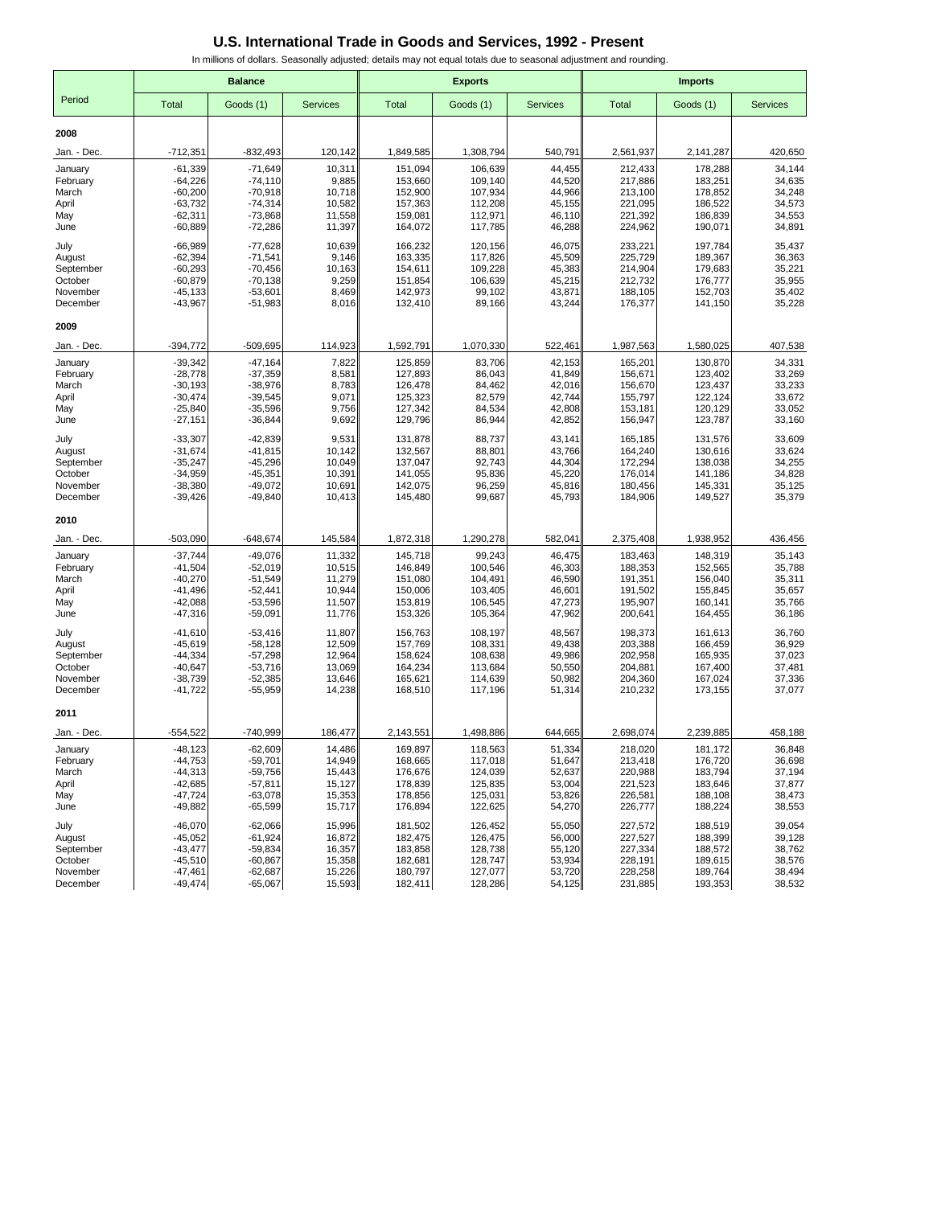# U.S. International Trade in Goods and Services, 1992 - Present

In millions of dollars. Seasonally adjusted; details may not equal totals due to seasonal adjustment and rounding.

| Period | Balance | | | Exports | | | Imports | | |
|---|---|---|---|---|---|---|---|---|---|
| | Total | Goods (1) | Services | Total | Goods (1) | Services | Total | Goods (1) | Services |
| **2008** | | | | | | | | | |
| Jan. - Dec. | -712,351 | -832,493 | 120,142 | 1,849,585 | 1,308,794 | 540,791 | 2,561,937 | 2,141,287 | 420,650 |
| January | -61,339 | -71,649 | 10,311 | 151,094 | 106,639 | 44,455 | 212,433 | 178,288 | 34,144 |
| February | -64,226 | -74,110 | 9,885 | 153,660 | 109,140 | 44,520 | 217,886 | 183,251 | 34,635 |
| March | -60,200 | -70,918 | 10,718 | 152,900 | 107,934 | 44,966 | 213,100 | 178,852 | 34,248 |
| April | -63,732 | -74,314 | 10,582 | 157,363 | 112,208 | 45,155 | 221,095 | 186,522 | 34,573 |
| May | -62,311 | -73,868 | 11,558 | 159,081 | 112,971 | 46,110 | 221,392 | 186,839 | 34,553 |
| June | -60,889 | -72,286 | 11,397 | 164,072 | 117,785 | 46,288 | 224,962 | 190,071 | 34,891 |
| July | -66,989 | -77,628 | 10,639 | 166,232 | 120,156 | 46,075 | 233,221 | 197,784 | 35,437 |
| August | -62,394 | -71,541 | 9,146 | 163,335 | 117,826 | 45,509 | 225,729 | 189,367 | 36,363 |
| September | -60,293 | -70,456 | 10,163 | 154,611 | 109,228 | 45,383 | 214,904 | 179,683 | 35,221 |
| October | -60,879 | -70,138 | 9,259 | 151,854 | 106,639 | 45,215 | 212,732 | 176,777 | 35,955 |
| November | -45,133 | -53,601 | 8,469 | 142,973 | 99,102 | 43,871 | 188,105 | 152,703 | 35,402 |
| December | -43,967 | -51,983 | 8,016 | 132,410 | 89,166 | 43,244 | 176,377 | 141,150 | 35,228 |
| **2009** | | | | | | | | | |
| Jan. - Dec. | -394,772 | -509,695 | 114,923 | 1,592,791 | 1,070,330 | 522,461 | 1,987,563 | 1,580,025 | 407,538 |
| January | -39,342 | -47,164 | 7,822 | 125,859 | 83,706 | 42,153 | 165,201 | 130,870 | 34,331 |
| February | -28,778 | -37,359 | 8,581 | 127,893 | 86,043 | 41,849 | 156,671 | 123,402 | 33,269 |
| March | -30,193 | -38,976 | 8,783 | 126,478 | 84,462 | 42,016 | 156,670 | 123,437 | 33,233 |
| April | -30,474 | -39,545 | 9,071 | 125,323 | 82,579 | 42,744 | 155,797 | 122,124 | 33,672 |
| May | -25,840 | -35,596 | 9,756 | 127,342 | 84,534 | 42,808 | 153,181 | 120,129 | 33,052 |
| June | -27,151 | -36,844 | 9,692 | 129,796 | 86,944 | 42,852 | 156,947 | 123,787 | 33,160 |
| July | -33,307 | -42,839 | 9,531 | 131,878 | 88,737 | 43,141 | 165,185 | 131,576 | 33,609 |
| August | -31,674 | -41,815 | 10,142 | 132,567 | 88,801 | 43,766 | 164,240 | 130,616 | 33,624 |
| September | -35,247 | -45,296 | 10,049 | 137,047 | 92,743 | 44,304 | 172,294 | 138,038 | 34,255 |
| October | -34,959 | -45,351 | 10,391 | 141,055 | 95,836 | 45,220 | 176,014 | 141,186 | 34,828 |
| November | -38,380 | -49,072 | 10,691 | 142,075 | 96,259 | 45,816 | 180,456 | 145,331 | 35,125 |
| December | -39,426 | -49,840 | 10,413 | 145,480 | 99,687 | 45,793 | 184,906 | 149,527 | 35,379 |
| **2010** | | | | | | | | | |
| Jan. - Dec. | -503,090 | -648,674 | 145,584 | 1,872,318 | 1,290,278 | 582,041 | 2,375,408 | 1,938,952 | 436,456 |
| January | -37,744 | -49,076 | 11,332 | 145,718 | 99,243 | 46,475 | 183,463 | 148,319 | 35,143 |
| February | -41,504 | -52,019 | 10,515 | 146,849 | 100,546 | 46,303 | 188,353 | 152,565 | 35,788 |
| March | -40,270 | -51,549 | 11,279 | 151,080 | 104,491 | 46,590 | 191,351 | 156,040 | 35,311 |
| April | -41,496 | -52,441 | 10,944 | 150,006 | 103,405 | 46,601 | 191,502 | 155,845 | 35,657 |
| May | -42,088 | -53,596 | 11,507 | 153,819 | 106,545 | 47,273 | 195,907 | 160,141 | 35,766 |
| June | -47,316 | -59,091 | 11,776 | 153,326 | 105,364 | 47,962 | 200,641 | 164,455 | 36,186 |
| July | -41,610 | -53,416 | 11,807 | 156,763 | 108,197 | 48,567 | 198,373 | 161,613 | 36,760 |
| August | -45,619 | -58,128 | 12,509 | 157,769 | 108,331 | 49,438 | 203,388 | 166,459 | 36,929 |
| September | -44,334 | -57,298 | 12,964 | 158,624 | 108,638 | 49,986 | 202,958 | 165,935 | 37,023 |
| October | -40,647 | -53,716 | 13,069 | 164,234 | 113,684 | 50,550 | 204,881 | 167,400 | 37,481 |
| November | -38,739 | -52,385 | 13,646 | 165,621 | 114,639 | 50,982 | 204,360 | 167,024 | 37,336 |
| December | -41,722 | -55,959 | 14,238 | 168,510 | 117,196 | 51,314 | 210,232 | 173,155 | 37,077 |
| **2011** | | | | | | | | | |
| Jan. - Dec. | -554,522 | -740,999 | 186,477 | 2,143,551 | 1,498,886 | 644,665 | 2,698,074 | 2,239,885 | 458,188 |
| January | -48,123 | -62,609 | 14,486 | 169,897 | 118,563 | 51,334 | 218,020 | 181,172 | 36,848 |
| February | -44,753 | -59,701 | 14,949 | 168,665 | 117,018 | 51,647 | 213,418 | 176,720 | 36,698 |
| March | -44,313 | -59,756 | 15,443 | 176,676 | 124,039 | 52,637 | 220,988 | 183,794 | 37,194 |
| April | -42,685 | -57,811 | 15,127 | 178,839 | 125,835 | 53,004 | 221,523 | 183,646 | 37,877 |
| May | -47,724 | -63,078 | 15,353 | 178,856 | 125,031 | 53,826 | 226,581 | 188,108 | 38,473 |
| June | -49,882 | -65,599 | 15,717 | 176,894 | 122,625 | 54,270 | 226,777 | 188,224 | 38,553 |
| July | -46,070 | -62,066 | 15,996 | 181,502 | 126,452 | 55,050 | 227,572 | 188,519 | 39,054 |
| August | -45,052 | -61,924 | 16,872 | 182,475 | 126,475 | 56,000 | 227,527 | 188,399 | 39,128 |
| September | -43,477 | -59,834 | 16,357 | 183,858 | 128,738 | 55,120 | 227,334 | 188,572 | 38,762 |
| October | -45,510 | -60,867 | 15,358 | 182,681 | 128,747 | 53,934 | 228,191 | 189,615 | 38,576 |
| November | -47,461 | -62,687 | 15,226 | 180,797 | 127,077 | 53,720 | 228,258 | 189,764 | 38,494 |
| December | -49,474 | -65,067 | 15,593 | 182,411 | 128,286 | 54,125 | 231,885 | 193,353 | 38,532 |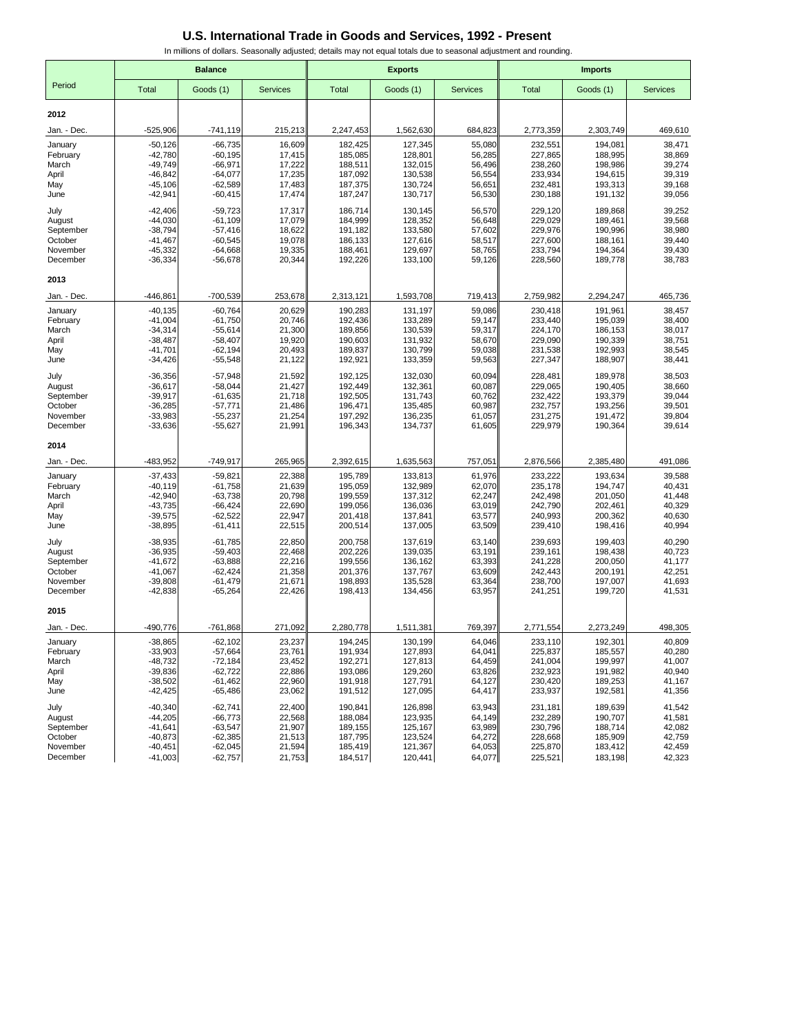# U.S. International Trade in Goods and Services, 1992 - Present

In millions of dollars. Seasonally adjusted; details may not equal totals due to seasonal adjustment and rounding.

| Period | Balance | | | Exports | | | Imports | | |
|---|---|---|---|---|---|---|---|---|---|
| | Total | Goods (1) | Services | Total | Goods (1) | Services | Total | Goods (1) | Services |
| **2012** | | | | | | | | | |
| Jan. - Dec. | -525,906 | -741,119 | 215,213 | 2,247,453 | 1,562,630 | 684,823 | 2,773,359 | 2,303,749 | 469,610 |
| January | -50,126 | -66,735 | 16,609 | 182,425 | 127,345 | 55,080 | 232,551 | 194,081 | 38,471 |
| February | -42,780 | -60,195 | 17,415 | 185,085 | 128,801 | 56,285 | 227,865 | 188,995 | 38,869 |
| March | -49,749 | -66,971 | 17,222 | 188,511 | 132,015 | 56,496 | 238,260 | 198,986 | 39,274 |
| April | -46,842 | -64,077 | 17,235 | 187,092 | 130,538 | 56,554 | 233,934 | 194,615 | 39,319 |
| May | -45,106 | -62,589 | 17,483 | 187,375 | 130,724 | 56,651 | 232,481 | 193,313 | 39,168 |
| June | -42,941 | -60,415 | 17,474 | 187,247 | 130,717 | 56,530 | 230,188 | 191,132 | 39,056 |
| July | -42,406 | -59,723 | 17,317 | 186,714 | 130,145 | 56,570 | 229,120 | 189,868 | 39,252 |
| August | -44,030 | -61,109 | 17,079 | 184,999 | 128,352 | 56,648 | 229,029 | 189,461 | 39,568 |
| September | -38,794 | -57,416 | 18,622 | 191,182 | 133,580 | 57,602 | 229,976 | 190,996 | 38,980 |
| October | -41,467 | -60,545 | 19,078 | 186,133 | 127,616 | 58,517 | 227,600 | 188,161 | 39,440 |
| November | -45,332 | -64,668 | 19,335 | 188,461 | 129,697 | 58,765 | 233,794 | 194,364 | 39,430 |
| December | -36,334 | -56,678 | 20,344 | 192,226 | 133,100 | 59,126 | 228,560 | 189,778 | 38,783 |
| **2013** | | | | | | | | | |
| Jan. - Dec. | -446,861 | -700,539 | 253,678 | 2,313,121 | 1,593,708 | 719,413 | 2,759,982 | 2,294,247 | 465,736 |
| January | -40,135 | -60,764 | 20,629 | 190,283 | 131,197 | 59,086 | 230,418 | 191,961 | 38,457 |
| February | -41,004 | -61,750 | 20,746 | 192,436 | 133,289 | 59,147 | 233,440 | 195,039 | 38,400 |
| March | -34,314 | -55,614 | 21,300 | 189,856 | 130,539 | 59,317 | 224,170 | 186,153 | 38,017 |
| April | -38,487 | -58,407 | 19,920 | 190,603 | 131,932 | 58,670 | 229,090 | 190,339 | 38,751 |
| May | -41,701 | -62,194 | 20,493 | 189,837 | 130,799 | 59,038 | 231,538 | 192,993 | 38,545 |
| June | -34,426 | -55,548 | 21,122 | 192,921 | 133,359 | 59,563 | 227,347 | 188,907 | 38,441 |
| July | -36,356 | -57,948 | 21,592 | 192,125 | 132,030 | 60,094 | 228,481 | 189,978 | 38,503 |
| August | -36,617 | -58,044 | 21,427 | 192,449 | 132,361 | 60,087 | 229,065 | 190,405 | 38,660 |
| September | -39,917 | -61,635 | 21,718 | 192,505 | 131,743 | 60,762 | 232,422 | 193,379 | 39,044 |
| October | -36,285 | -57,771 | 21,486 | 196,471 | 135,485 | 60,987 | 232,757 | 193,256 | 39,501 |
| November | -33,983 | -55,237 | 21,254 | 197,292 | 136,235 | 61,057 | 231,275 | 191,472 | 39,804 |
| December | -33,636 | -55,627 | 21,991 | 196,343 | 134,737 | 61,605 | 229,979 | 190,364 | 39,614 |
| **2014** | | | | | | | | | |
| Jan. - Dec. | -483,952 | -749,917 | 265,965 | 2,392,615 | 1,635,563 | 757,051 | 2,876,566 | 2,385,480 | 491,086 |
| January | -37,433 | -59,821 | 22,388 | 195,789 | 133,813 | 61,976 | 233,222 | 193,634 | 39,588 |
| February | -40,119 | -61,758 | 21,639 | 195,059 | 132,989 | 62,070 | 235,178 | 194,747 | 40,431 |
| March | -42,940 | -63,738 | 20,798 | 199,559 | 137,312 | 62,247 | 242,498 | 201,050 | 41,448 |
| April | -43,735 | -66,424 | 22,690 | 199,056 | 136,036 | 63,019 | 242,790 | 202,461 | 40,329 |
| May | -39,575 | -62,522 | 22,947 | 201,418 | 137,841 | 63,577 | 240,993 | 200,362 | 40,630 |
| June | -38,895 | -61,411 | 22,515 | 200,514 | 137,005 | 63,509 | 239,410 | 198,416 | 40,994 |
| July | -38,935 | -61,785 | 22,850 | 200,758 | 137,619 | 63,140 | 239,693 | 199,403 | 40,290 |
| August | -36,935 | -59,403 | 22,468 | 202,226 | 139,035 | 63,191 | 239,161 | 198,438 | 40,723 |
| September | -41,672 | -63,888 | 22,216 | 199,556 | 136,162 | 63,393 | 241,228 | 200,050 | 41,177 |
| October | -41,067 | -62,424 | 21,358 | 201,376 | 137,767 | 63,609 | 242,443 | 200,191 | 42,251 |
| November | -39,808 | -61,479 | 21,671 | 198,893 | 135,528 | 63,364 | 238,700 | 197,007 | 41,693 |
| December | -42,838 | -65,264 | 22,426 | 198,413 | 134,456 | 63,957 | 241,251 | 199,720 | 41,531 |
| **2015** | | | | | | | | | |
| Jan. - Dec. | -490,776 | -761,868 | 271,092 | 2,280,778 | 1,511,381 | 769,397 | 2,771,554 | 2,273,249 | 498,305 |
| January | -38,865 | -62,102 | 23,237 | 194,245 | 130,199 | 64,046 | 233,110 | 192,301 | 40,809 |
| February | -33,903 | -57,664 | 23,761 | 191,934 | 127,893 | 64,041 | 225,837 | 185,557 | 40,280 |
| March | -48,732 | -72,184 | 23,452 | 192,271 | 127,813 | 64,459 | 241,004 | 199,997 | 41,007 |
| April | -39,836 | -62,722 | 22,886 | 193,086 | 129,260 | 63,826 | 232,923 | 191,982 | 40,940 |
| May | -38,502 | -61,462 | 22,960 | 191,918 | 127,791 | 64,127 | 230,420 | 189,253 | 41,167 |
| June | -42,425 | -65,486 | 23,062 | 191,512 | 127,095 | 64,417 | 233,937 | 192,581 | 41,356 |
| July | -40,340 | -62,741 | 22,400 | 190,841 | 126,898 | 63,943 | 231,181 | 189,639 | 41,542 |
| August | -44,205 | -66,773 | 22,568 | 188,084 | 123,935 | 64,149 | 232,289 | 190,707 | 41,581 |
| September | -41,641 | -63,547 | 21,907 | 189,155 | 125,167 | 63,989 | 230,796 | 188,714 | 42,082 |
| October | -40,873 | -62,385 | 21,513 | 187,795 | 123,524 | 64,272 | 228,668 | 185,909 | 42,759 |
| November | -40,451 | -62,045 | 21,594 | 185,419 | 121,367 | 64,053 | 225,870 | 183,412 | 42,459 |
| December | -41,003 | -62,757 | 21,753 | 184,517 | 120,441 | 64,077 | 225,521 | 183,198 | 42,323 |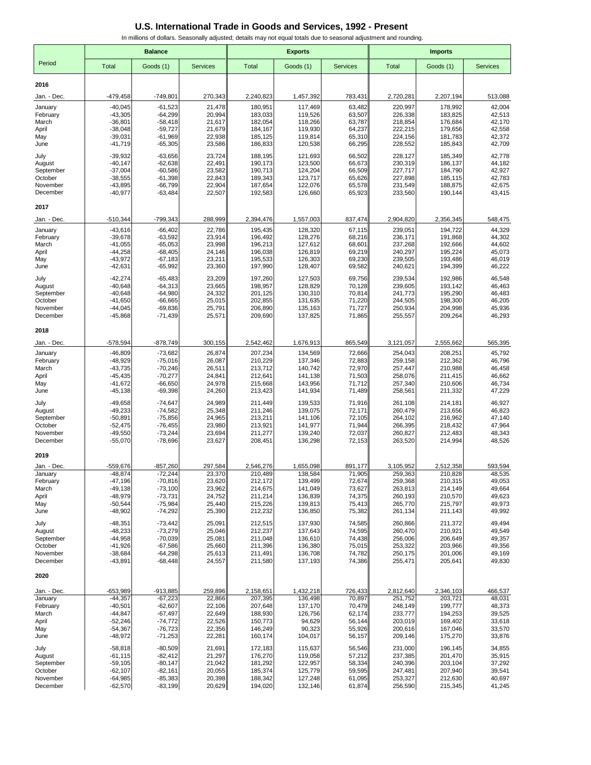# U.S. International Trade in Goods and Services, 1992 - Present

In millions of dollars. Seasonally adjusted; details may not equal totals due to seasonal adjustment and rounding.

| Period | Balance | | | Exports | | | Imports | | |
|---|---|---|---|---|---|---|---|---|---|
| | Total | Goods (1) | Services | Total | Goods (1) | Services | Total | Goods (1) | Services |
| **2016** | | | | | | | | | |
| Jan. - Dec. | -479,458 | -749,801 | 270,343 | 2,240,823 | 1,457,392 | 783,431 | 2,720,281 | 2,207,194 | 513,088 |
| January | -40,045 | -61,523 | 21,478 | 180,951 | 117,469 | 63,482 | 220,997 | 178,992 | 42,004 |
| February | -43,305 | -64,299 | 20,994 | 183,033 | 119,526 | 63,507 | 226,338 | 183,825 | 42,513 |
| March | -36,801 | -58,418 | 21,617 | 182,054 | 118,266 | 63,787 | 218,854 | 176,684 | 42,170 |
| April | -38,048 | -59,727 | 21,679 | 184,167 | 119,930 | 64,237 | 222,215 | 179,656 | 42,558 |
| May | -39,031 | -61,969 | 22,938 | 185,125 | 119,814 | 65,310 | 224,156 | 181,783 | 42,372 |
| June | -41,719 | -65,305 | 23,586 | 186,833 | 120,538 | 66,295 | 228,552 | 185,843 | 42,709 |
| July | -39,932 | -63,656 | 23,724 | 188,195 | 121,693 | 66,502 | 228,127 | 185,349 | 42,778 |
| August | -40,147 | -62,638 | 22,491 | 190,173 | 123,500 | 66,673 | 230,319 | 186,137 | 44,182 |
| September | -37,004 | -60,586 | 23,582 | 190,713 | 124,204 | 66,509 | 227,717 | 184,790 | 42,927 |
| October | -38,555 | -61,398 | 22,843 | 189,343 | 123,717 | 65,626 | 227,898 | 185,115 | 42,783 |
| November | -43,895 | -66,799 | 22,904 | 187,654 | 122,076 | 65,578 | 231,549 | 188,875 | 42,675 |
| December | -40,977 | -63,484 | 22,507 | 192,583 | 126,660 | 65,923 | 233,560 | 190,144 | 43,415 |
| **2017** | | | | | | | | | |
| Jan. - Dec. | -510,344 | -799,343 | 288,999 | 2,394,476 | 1,557,003 | 837,474 | 2,904,820 | 2,356,345 | 548,475 |
| January | -43,616 | -66,402 | 22,786 | 195,435 | 128,320 | 67,115 | 239,051 | 194,722 | 44,329 |
| February | -39,678 | -63,592 | 23,914 | 196,492 | 128,276 | 68,216 | 236,171 | 191,868 | 44,302 |
| March | -41,055 | -65,053 | 23,998 | 196,213 | 127,612 | 68,601 | 237,268 | 192,666 | 44,602 |
| April | -44,258 | -68,405 | 24,146 | 196,038 | 126,819 | 69,219 | 240,297 | 195,224 | 45,073 |
| May | -43,972 | -67,183 | 23,211 | 195,533 | 126,303 | 69,230 | 239,505 | 193,486 | 46,019 |
| June | -42,631 | -65,992 | 23,360 | 197,990 | 128,407 | 69,582 | 240,621 | 194,399 | 46,222 |
| July | -42,274 | -65,483 | 23,209 | 197,260 | 127,503 | 69,756 | 239,534 | 192,986 | 46,548 |
| August | -40,648 | -64,313 | 23,665 | 198,957 | 128,829 | 70,128 | 239,605 | 193,142 | 46,463 |
| September | -40,648 | -64,980 | 24,332 | 201,125 | 130,310 | 70,814 | 241,773 | 195,290 | 46,483 |
| October | -41,650 | -66,665 | 25,015 | 202,855 | 131,635 | 71,220 | 244,505 | 198,300 | 46,205 |
| November | -44,045 | -69,836 | 25,791 | 206,890 | 135,163 | 71,727 | 250,934 | 204,998 | 45,936 |
| December | -45,868 | -71,439 | 25,571 | 209,690 | 137,825 | 71,865 | 255,557 | 209,264 | 46,293 |
| **2018** | | | | | | | | | |
| Jan. - Dec. | -578,594 | -878,749 | 300,155 | 2,542,462 | 1,676,913 | 865,549 | 3,121,057 | 2,555,662 | 565,395 |
| January | -46,809 | -73,682 | 26,874 | 207,234 | 134,569 | 72,666 | 254,043 | 208,251 | 45,792 |
| February | -48,929 | -75,016 | 26,087 | 210,229 | 137,346 | 72,883 | 259,158 | 212,362 | 46,796 |
| March | -43,735 | -70,246 | 26,511 | 213,712 | 140,742 | 72,970 | 257,447 | 210,988 | 46,458 |
| April | -45,435 | -70,277 | 24,841 | 212,641 | 141,138 | 71,503 | 258,076 | 211,415 | 46,662 |
| May | -41,672 | -66,650 | 24,978 | 215,668 | 143,956 | 71,712 | 257,340 | 210,606 | 46,734 |
| June | -45,138 | -69,398 | 24,260 | 213,423 | 141,934 | 71,489 | 258,561 | 211,332 | 47,229 |
| July | -49,658 | -74,647 | 24,989 | 211,449 | 139,533 | 71,916 | 261,108 | 214,181 | 46,927 |
| August | -49,233 | -74,582 | 25,348 | 211,246 | 139,075 | 72,171 | 260,479 | 213,656 | 46,823 |
| September | -50,891 | -75,856 | 24,965 | 213,211 | 141,106 | 72,105 | 264,102 | 216,962 | 47,140 |
| October | -52,475 | -76,455 | 23,980 | 213,921 | 141,977 | 71,944 | 266,395 | 218,432 | 47,964 |
| November | -49,550 | -73,244 | 23,694 | 211,277 | 139,240 | 72,037 | 260,827 | 212,483 | 48,343 |
| December | -55,070 | -78,696 | 23,627 | 208,451 | 136,298 | 72,153 | 263,520 | 214,994 | 48,526 |
| **2019** | | | | | | | | | |
| Jan. - Dec. | -559,676 | -857,260 | 297,584 | 2,546,276 | 1,655,098 | 891,177 | 3,105,952 | 2,512,358 | 593,594 |
| January | -48,874 | -72,244 | 23,370 | 210,489 | 138,584 | 71,905 | 259,363 | 210,828 | 48,535 |
| February | -47,196 | -70,816 | 23,620 | 212,172 | 139,499 | 72,674 | 259,368 | 210,315 | 49,053 |
| March | -49,138 | -73,100 | 23,962 | 214,675 | 141,049 | 73,627 | 263,813 | 214,149 | 49,664 |
| April | -48,979 | -73,731 | 24,752 | 211,214 | 136,839 | 74,375 | 260,193 | 210,570 | 49,623 |
| May | -50,544 | -75,984 | 25,440 | 215,226 | 139,813 | 75,413 | 265,770 | 215,797 | 49,973 |
| June | -48,902 | -74,292 | 25,390 | 212,232 | 136,850 | 75,382 | 261,134 | 211,143 | 49,992 |
| July | -48,351 | -73,442 | 25,091 | 212,515 | 137,930 | 74,585 | 260,866 | 211,372 | 49,494 |
| August | -48,233 | -73,279 | 25,046 | 212,237 | 137,643 | 74,595 | 260,470 | 210,921 | 49,549 |
| September | -44,958 | -70,039 | 25,081 | 211,048 | 136,610 | 74,438 | 256,006 | 206,649 | 49,357 |
| October | -41,926 | -67,586 | 25,660 | 211,396 | 136,380 | 75,015 | 253,322 | 203,966 | 49,356 |
| November | -38,684 | -64,298 | 25,613 | 211,491 | 136,708 | 74,782 | 250,175 | 201,006 | 49,169 |
| December | -43,891 | -68,448 | 24,557 | 211,580 | 137,193 | 74,386 | 255,471 | 205,641 | 49,830 |
| **2020** | | | | | | | | | |
| Jan. - Dec. | -653,989 | -913,885 | 259,896 | 2,158,651 | 1,432,218 | 726,433 | 2,812,640 | 2,346,103 | 466,537 |
| January | -44,357 | -67,223 | 22,866 | 207,395 | 136,498 | 70,897 | 251,752 | 203,721 | 48,031 |
| February | -40,501 | -62,607 | 22,106 | 207,648 | 137,170 | 70,479 | 248,149 | 199,777 | 48,373 |
| March | -44,847 | -67,497 | 22,649 | 188,930 | 126,756 | 62,174 | 233,777 | 194,253 | 39,525 |
| April | -52,246 | -74,772 | 22,526 | 150,773 | 94,629 | 56,144 | 203,019 | 169,402 | 33,618 |
| May | -54,367 | -76,723 | 22,356 | 146,249 | 90,323 | 55,926 | 200,616 | 167,046 | 33,570 |
| June | -48,972 | -71,253 | 22,281 | 160,174 | 104,017 | 56,157 | 209,146 | 175,270 | 33,876 |
| July | -58,818 | -80,509 | 21,691 | 172,183 | 115,637 | 56,546 | 231,000 | 196,145 | 34,855 |
| August | -61,115 | -82,412 | 21,297 | 176,270 | 119,058 | 57,212 | 237,385 | 201,470 | 35,915 |
| September | -59,105 | -80,147 | 21,042 | 181,292 | 122,957 | 58,334 | 240,396 | 203,104 | 37,292 |
| October | -62,107 | -82,161 | 20,055 | 185,374 | 125,779 | 59,595 | 247,481 | 207,940 | 39,541 |
| November | -64,985 | -85,383 | 20,398 | 188,342 | 127,248 | 61,095 | 253,327 | 212,630 | 40,697 |
| December | -62,570 | -83,199 | 20,629 | 194,020 | 132,146 | 61,874 | 256,590 | 215,345 | 41,245 |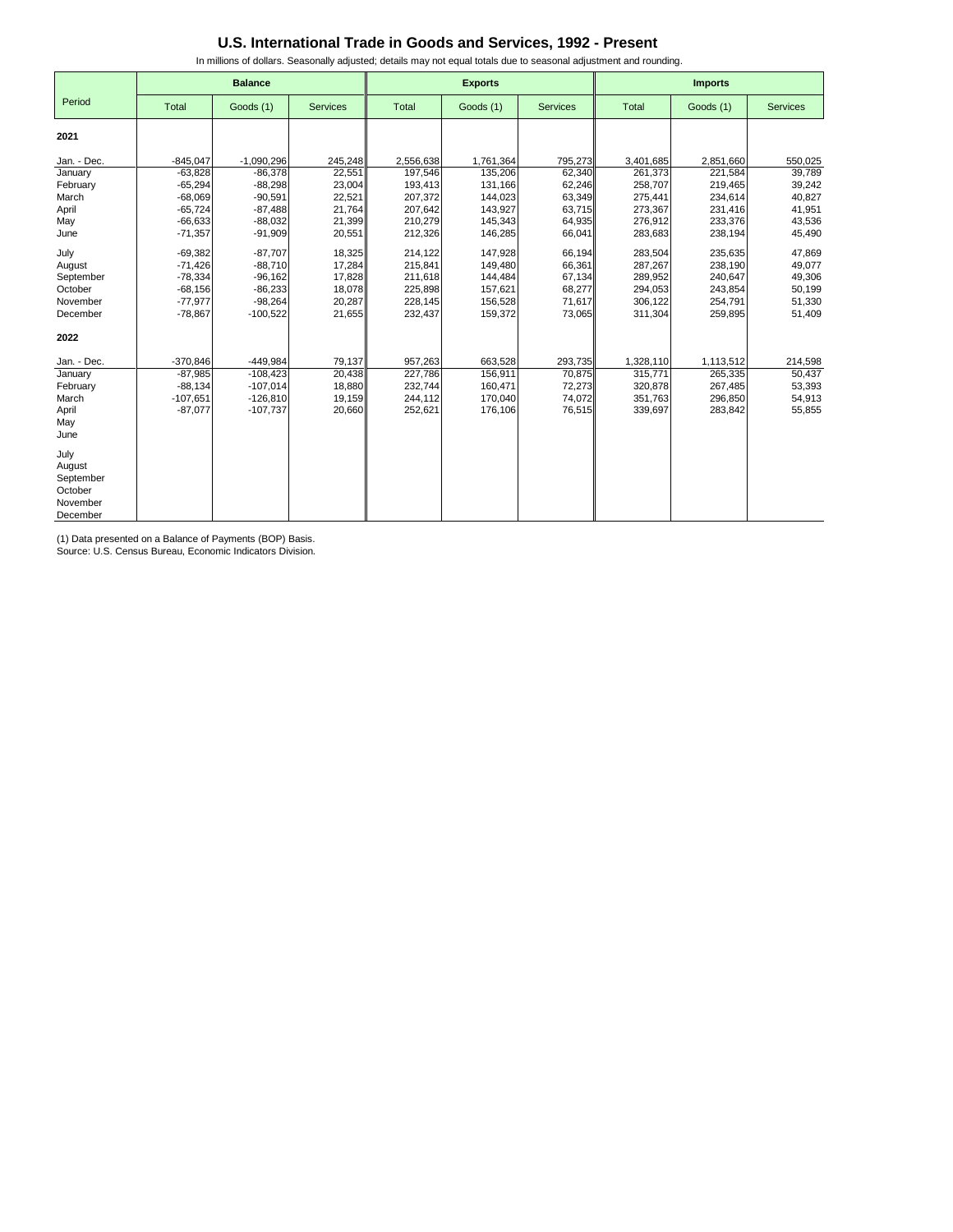## U.S. International Trade in Goods and Services, 1992 - Present

In millions of dollars. Seasonally adjusted; details may not equal totals due to seasonal adjustment and rounding.

| Period | Balance | | | Exports | | | Imports | | |
|---|---|---|---|---|---|---|---|---|---|
| | Total | Goods (1) | Services | Total | Goods (1) | Services | Total | Goods (1) | Services |
| **2021** | | | | | | | | | |
| Jan. - Dec. | -845,047 | -1,090,296 | 245,248 | 2,556,638 | 1,761,364 | 795,273 | 3,401,685 | 2,851,660 | 550,025 |
| January | -63,828 | -86,378 | 22,551 | 197,546 | 135,206 | 62,340 | 261,373 | 221,584 | 39,789 |
| February | -65,294 | -88,298 | 23,004 | 193,413 | 131,166 | 62,246 | 258,707 | 219,465 | 39,242 |
| March | -68,069 | -90,591 | 22,521 | 207,372 | 144,023 | 63,349 | 275,441 | 234,614 | 40,827 |
| April | -65,724 | -87,488 | 21,764 | 207,642 | 143,927 | 63,715 | 273,367 | 231,416 | 41,951 |
| May | -66,633 | -88,032 | 21,399 | 210,279 | 145,343 | 64,935 | 276,912 | 233,376 | 43,536 |
| June | -71,357 | -91,909 | 20,551 | 212,326 | 146,285 | 66,041 | 283,683 | 238,194 | 45,490 |
| July | -69,382 | -87,707 | 18,325 | 214,122 | 147,928 | 66,194 | 283,504 | 235,635 | 47,869 |
| August | -71,426 | -88,710 | 17,284 | 215,841 | 149,480 | 66,361 | 287,267 | 238,190 | 49,077 |
| September | -78,334 | -96,162 | 17,828 | 211,618 | 144,484 | 67,134 | 289,952 | 240,647 | 49,306 |
| October | -68,156 | -86,233 | 18,078 | 225,898 | 157,621 | 68,277 | 294,053 | 243,854 | 50,199 |
| November | -77,977 | -98,264 | 20,287 | 228,145 | 156,528 | 71,617 | 306,122 | 254,791 | 51,330 |
| December | -78,867 | -100,522 | 21,655 | 232,437 | 159,372 | 73,065 | 311,304 | 259,895 | 51,409 |
| **2022** | | | | | | | | | |
| Jan. - Dec. | -370,846 | -449,984 | 79,137 | 957,263 | 663,528 | 293,735 | 1,328,110 | 1,113,512 | 214,598 |
| January | -87,985 | -108,423 | 20,438 | 227,786 | 156,911 | 70,875 | 315,771 | 265,335 | 50,437 |
| February | -88,134 | -107,014 | 18,880 | 232,744 | 160,471 | 72,273 | 320,878 | 267,485 | 53,393 |
| March | -107,651 | -126,810 | 19,159 | 244,112 | 170,040 | 74,072 | 351,763 | 296,850 | 54,913 |
| April | -87,077 | -107,737 | 20,660 | 252,621 | 176,106 | 76,515 | 339,697 | 283,842 | 55,855 |
| May | | | | | | | | | |
| June | | | | | | | | | |
| July | | | | | | | | | |
| August | | | | | | | | | |
| September | | | | | | | | | |
| October | | | | | | | | | |
| November | | | | | | | | | |
| December | | | | | | | | | |

(1) Data presented on a Balance of Payments (BOP) Basis.
Source: U.S. Census Bureau, Economic Indicators Division.